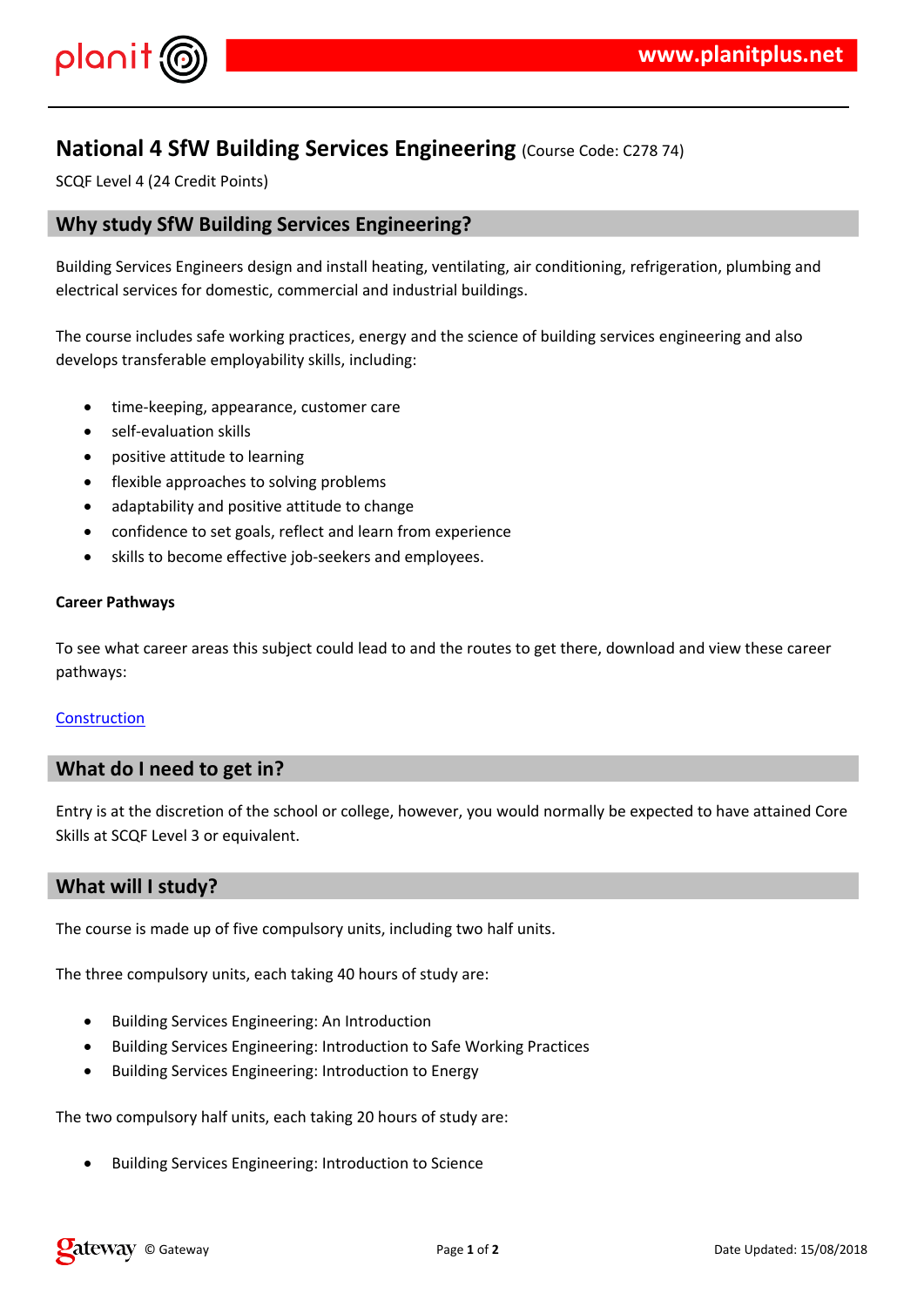# National 4 SfW Building Services Engineering (Course Code: C278 74)

SCQF Level 4 (24 Credit Points)

## Why study SfW Building Services Engineering?

Building Services Engineers design and install heating, ventilating, air conditioning, refrigeration, plumbing and electrical services for domestic, commercial and industrial buildings.

The course includes safe working practices, energy and the science of building services engineering and also develops transferable employability skills, including:

- time-keeping, appearance, customer care
- self-evaluation skills
- positive attitude to learning
- flexible approaches to solving problems
- adaptability and positive attitude to change
- confidence to set goals, reflect and learn from experience
- skills to become effective job-seekers and employees.

**Career Pathways**

To see what career areas this subject could lead to and the routes to get there, download and view these career pathways:

Construction

## What do I need to get in?

Entry is at the discretion of the school or college, however, you would normally be expected to have attained Core Skills at SCQF Level 3 or equivalent.

## What will I study?

The course is made up of five compulsory units, including two half units.

The three compulsory units, each taking 40 hours of study are:

- Building Services Engineering: An Introduction
- Building Services Engineering: Introduction to Safe Working Practices
- Building Services Engineering: Introduction to Energy

The two compulsory half units, each taking 20 hours of study are:

- Building Services Engineering: Introduction to Science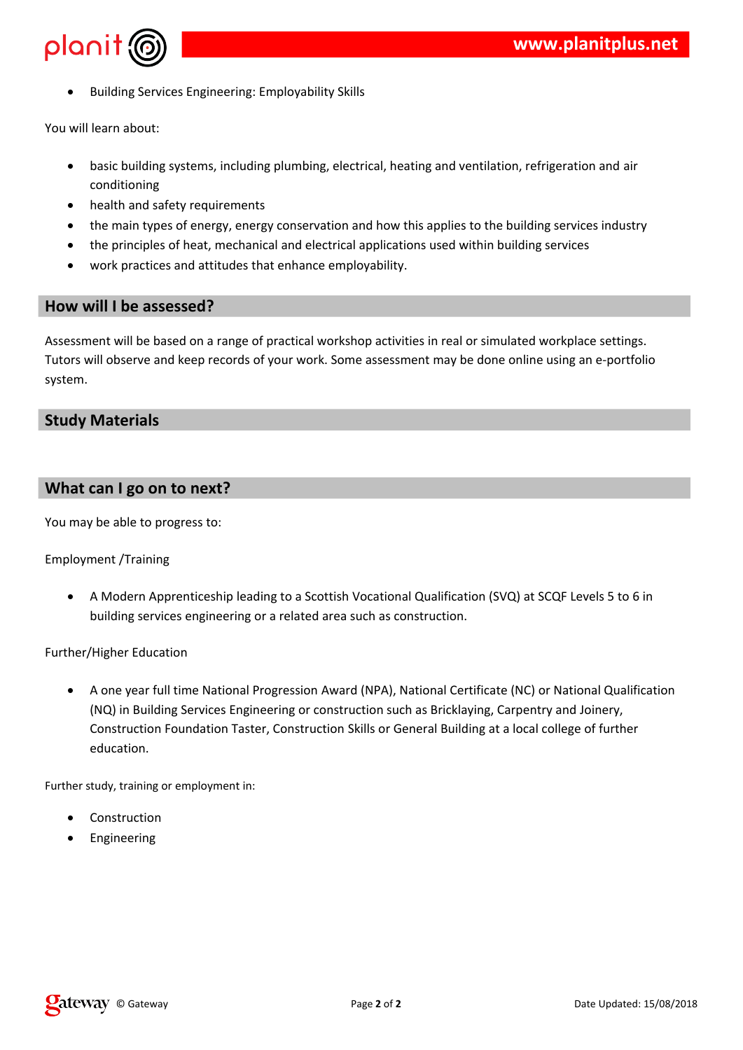- Building Services Engineering: Employability Skills

You will learn about:

- basic building systems, including plumbing, electrical, heating and ventilation, refrigeration and air conditioning
- health and safety requirements
- the main types of energy, energy conservation and how this applies to the building services industry
- the principles of heat, mechanical and electrical applications used within building services
- work practices and attitudes that enhance employability.

## How will I be assessed?

Assessment will be based on a range of practical workshop activities in real or simulated workplace settings. Tutors will observe and keep records of your work. Some assessment may be done online using an e-portfolio system.

## Study Materials

## What can I go on to next?

You may be able to progress to:

Employment /Training

- A Modern Apprenticeship leading to a Scottish Vocational Qualification (SVQ) at SCQF Levels 5 to 6 in building services engineering or a related area such as construction.

Further/Higher Education

- A one year full time National Progression Award (NPA), National Certificate (NC) or National Qualification (NQ) in Building Services Engineering or construction such as Bricklaying, Carpentry and Joinery, Construction Foundation Taster, Construction Skills or General Building at a local college of further education.

Further study, training or employment in:

- Construction
- Engineering